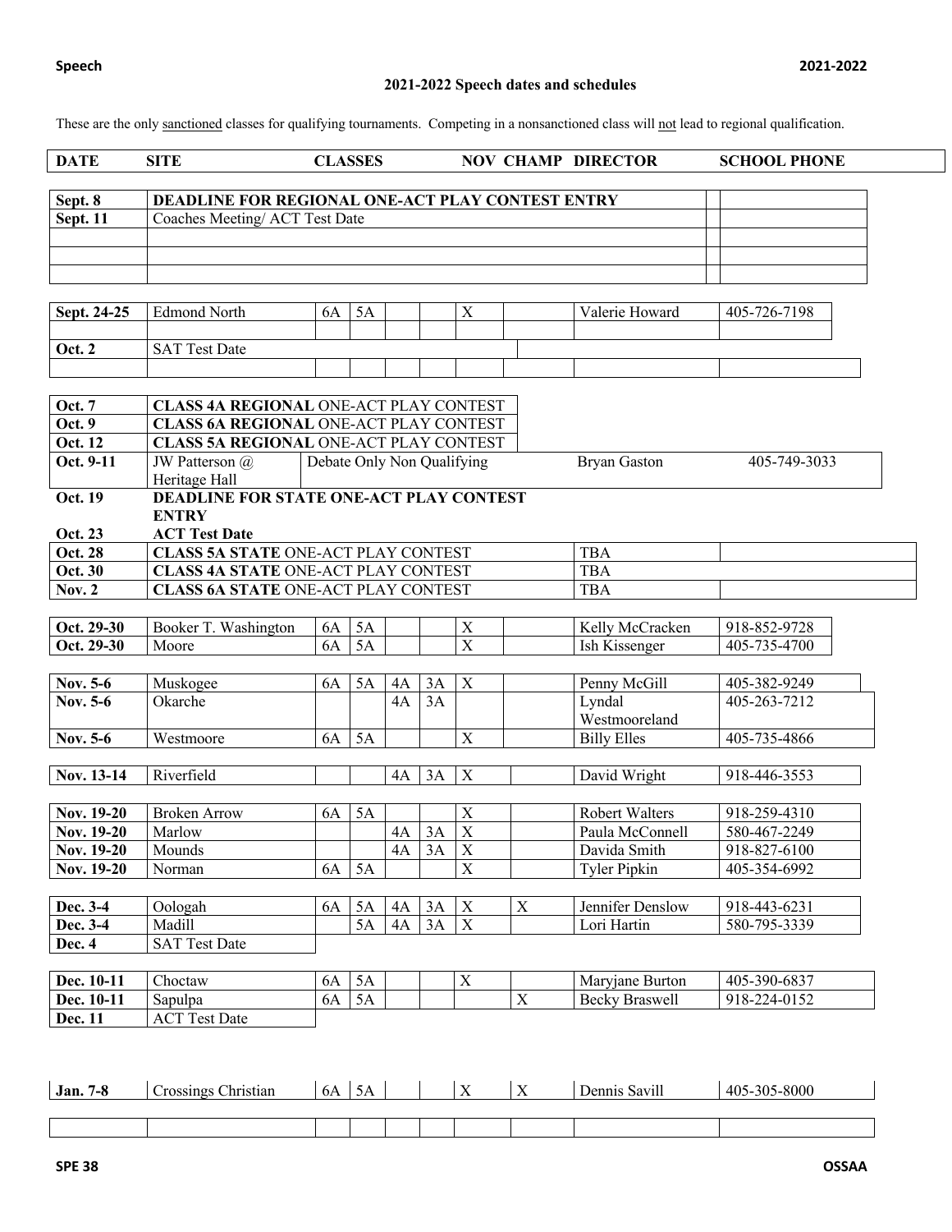## 2021-2022 Speech dates and schedules

These are the only sanctioned classes for qualifying tournaments. Competing in a nonsanctioned class will not lead to regional qualification.

| DATE | SITE | CLASSES | | | | NOV | CHAMP | DIRECTOR | SCHOOL PHONE |
|---|---|---|---|---|---|---|---|---|---|
| **Sept. 8** | **DEADLINE FOR REGIONAL ONE-ACT PLAY CONTEST ENTRY** | | | | | | | | |
| **Sept. 11** | Coaches Meeting/ ACT Test Date | | | | | | | | |
| **Sept. 24-25** | Edmond North | 6A | 5A | | | X | | Valerie Howard | 405-726-7198 |
| **Oct. 2** | SAT Test Date | | | | | | | | |
| **Oct. 7** | **CLASS 4A REGIONAL** ONE-ACT PLAY CONTEST | | | | | | | | |
| **Oct. 9** | **CLASS 6A REGIONAL** ONE-ACT PLAY CONTEST | | | | | | | | |
| **Oct. 12** | **CLASS 5A REGIONAL** ONE-ACT PLAY CONTEST | | | | | | | | |
| **Oct. 9-11** | JW Patterson @ Heritage Hall | Debate Only Non Qualifying | | | | | | Bryan Gaston | 405-749-3033 |
| **Oct. 19** | **DEADLINE FOR STATE ONE-ACT PLAY CONTEST ENTRY** | | | | | | | | |
| **Oct. 23** | **ACT Test Date** | | | | | | | | |
| **Oct. 28** | **CLASS 5A STATE** ONE-ACT PLAY CONTEST | | | | | | | TBA | |
| **Oct. 30** | **CLASS 4A STATE** ONE-ACT PLAY CONTEST | | | | | | | TBA | |
| **Nov. 2** | **CLASS 6A STATE** ONE-ACT PLAY CONTEST | | | | | | | TBA | |
| **Oct. 29-30** | Booker T. Washington | 6A | 5A | | | X | | Kelly McCracken | 918-852-9728 |
| **Oct. 29-30** | Moore | 6A | 5A | | | X | | Ish Kissenger | 405-735-4700 |
| **Nov. 5-6** | Muskogee | 6A | 5A | 4A | 3A | X | | Penny McGill | 405-382-9249 |
| **Nov. 5-6** | Okarche | | | 4A | 3A | | | Lyndal Westmooreland | 405-263-7212 |
| **Nov. 5-6** | Westmoore | 6A | 5A | | | X | | Billy Elles | 405-735-4866 |
| **Nov. 13-14** | Riverfield | | | 4A | 3A | X | | David Wright | 918-446-3553 |
| **Nov. 19-20** | Broken Arrow | 6A | 5A | | | X | | Robert Walters | 918-259-4310 |
| **Nov. 19-20** | Marlow | | | 4A | 3A | X | | Paula McConnell | 580-467-2249 |
| **Nov. 19-20** | Mounds | | | 4A | 3A | X | | Davida Smith | 918-827-6100 |
| **Nov. 19-20** | Norman | 6A | 5A | | | X | | Tyler Pipkin | 405-354-6992 |
| **Dec. 3-4** | Oologah | 6A | 5A | 4A | 3A | X | X | Jennifer Denslow | 918-443-6231 |
| **Dec. 3-4** | Madill | | 5A | 4A | 3A | X | | Lori Hartin | 580-795-3339 |
| **Dec. 4** | SAT Test Date | | | | | | | | |
| **Dec. 10-11** | Choctaw | 6A | 5A | | | X | | Maryjane Burton | 405-390-6837 |
| **Dec. 10-11** | Sapulpa | 6A | 5A | | | | X | Becky Braswell | 918-224-0152 |
| **Dec. 11** | ACT Test Date | | | | | | | | |
| **Jan. 7-8** | Crossings Christian | 6A | 5A | | | X | X | Dennis Savill | 405-305-8000 |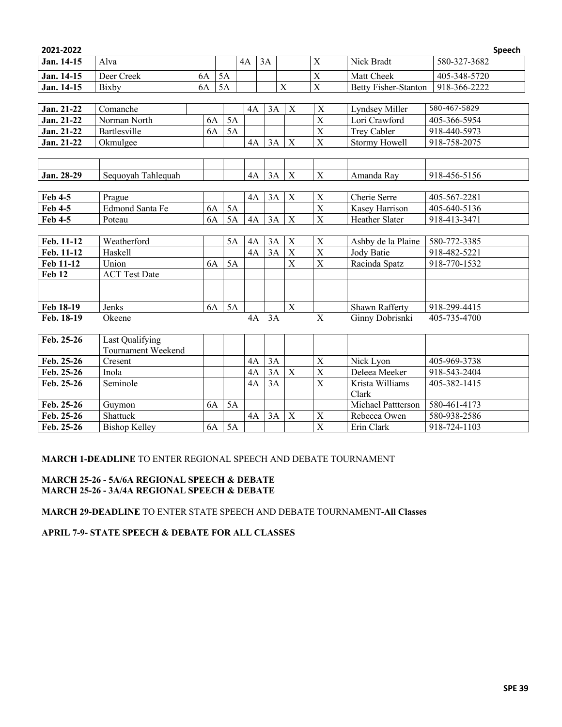**2021-2022** **Speech**

| | | | | | | | | | |
|---|---|---|---|---|---|---|---|---|---|
| **Jan. 14-15** | Alva | | | 4A | 3A | | X | Nick Bradt | 580-327-3682 |
| **Jan. 14-15** | Deer Creek | 6A | 5A | | | | X | Matt Cheek | 405-348-5720 |
| **Jan. 14-15** | Bixby | 6A | 5A | | | X | X | Betty Fisher-Stanton | 918-366-2222 |
| | | | | | | | | | |
| **Jan. 21-22** | Comanche | | | 4A | 3A | X | X | Lyndsey Miller | 580-467-5829 |
| **Jan. 21-22** | Norman North | 6A | 5A | | | | X | Lori Crawford | 405-366-5954 |
| **Jan. 21-22** | Bartlesville | 6A | 5A | | | | X | Trey Cabler | 918-440-5973 |
| **Jan. 21-22** | Okmulgee | | | 4A | 3A | X | X | Stormy Howell | 918-758-2075 |
| | | | | | | | | | |
| | | | | | | | | | |
| **Jan. 28-29** | Sequoyah Tahlequah | | | 4A | 3A | X | X | Amanda Ray | 918-456-5156 |
| | | | | | | | | | |
| **Feb 4-5** | Prague | | | 4A | 3A | X | X | Cherie Serre | 405-567-2281 |
| **Feb 4-5** | Edmond Santa Fe | 6A | 5A | | | | X | Kasey Harrison | 405-640-5136 |
| **Feb 4-5** | Poteau | 6A | 5A | 4A | 3A | X | X | Heather Slater | 918-413-3471 |
| | | | | | | | | | |
| **Feb. 11-12** | Weatherford | | 5A | 4A | 3A | X | X | Ashby de la Plaine | 580-772-3385 |
| **Feb. 11-12** | Haskell | | | 4A | 3A | X | X | Jody Batie | 918-482-5221 |
| **Feb 11-12** | Union | 6A | 5A | | | X | X | Racinda Spatz | 918-770-1532 |
| **Feb 12** | ACT Test Date | | | | | | | | |
| | | | | | | | | | |
| **Feb 18-19** | Jenks | 6A | 5A | | | X | | Shawn Rafferty | 918-299-4415 |
| **Feb. 18-19** | Okeene | | | 4A | 3A | | X | Ginny Dobrisnki | 405-735-4700 |
| | | | | | | | | | |
| **Feb. 25-26** | Last Qualifying Tournament Weekend | | | | | | | | |
| **Feb. 25-26** | Cresent | | | 4A | 3A | | X | Nick Lyon | 405-969-3738 |
| **Feb. 25-26** | Inola | | | 4A | 3A | X | X | Deleea Meeker | 918-543-2404 |
| **Feb. 25-26** | Seminole | | | 4A | 3A | | X | Krista Williams Clark | 405-382-1415 |
| **Feb. 25-26** | Guymon | 6A | 5A | | | | | Michael Pattterson | 580-461-4173 |
| **Feb. 25-26** | Shattuck | | | 4A | 3A | X | X | Rebecca Owen | 580-938-2586 |
| **Feb. 25-26** | Bishop Kelley | 6A | 5A | | | | X | Erin Clark | 918-724-1103 |

**MARCH 1-DEADLINE** TO ENTER REGIONAL SPEECH AND DEBATE TOURNAMENT

**MARCH 25-26 - 5A/6A REGIONAL SPEECH & DEBATE**
**MARCH 25-26 - 3A/4A REGIONAL SPEECH & DEBATE**

**MARCH 29-DEADLINE** TO ENTER STATE SPEECH AND DEBATE TOURNAMENT-**All Classes**

**APRIL 7-9- STATE SPEECH & DEBATE FOR ALL CLASSES**